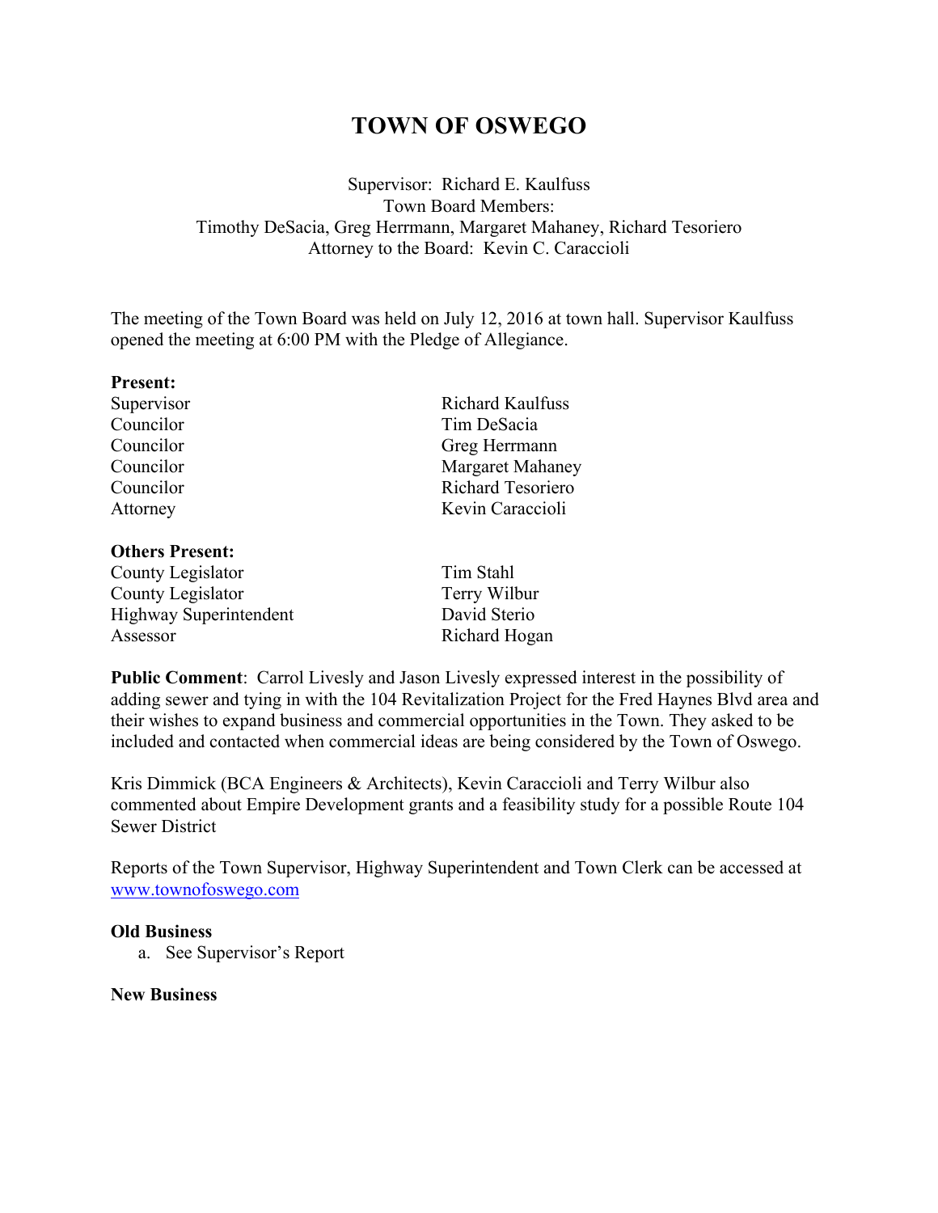# TOWN OF OSWEGO

Supervisor: Richard E. Kaulfuss
Town Board Members:
Timothy DeSacia, Greg Herrmann, Margaret Mahaney, Richard Tesoriero
Attorney to the Board: Kevin C. Caraccioli

The meeting of the Town Board was held on July 12, 2016 at town hall. Supervisor Kaulfuss opened the meeting at 6:00 PM with the Pledge of Allegiance.

**Present:**

| | |
|---|---|
| Supervisor | Richard Kaulfuss |
| Councilor | Tim DeSacia |
| Councilor | Greg Herrmann |
| Councilor | Margaret Mahaney |
| Councilor | Richard Tesoriero |
| Attorney | Kevin Caraccioli |

**Others Present:**

| | |
|---|---|
| County Legislator | Tim Stahl |
| County Legislator | Terry Wilbur |
| Highway Superintendent | David Sterio |
| Assessor | Richard Hogan |

**Public Comment**: Carrol Livesly and Jason Livesly expressed interest in the possibility of adding sewer and tying in with the 104 Revitalization Project for the Fred Haynes Blvd area and their wishes to expand business and commercial opportunities in the Town. They asked to be included and contacted when commercial ideas are being considered by the Town of Oswego.

Kris Dimmick (BCA Engineers & Architects), Kevin Caraccioli and Terry Wilbur also commented about Empire Development grants and a feasibility study for a possible Route 104 Sewer District

Reports of the Town Supervisor, Highway Superintendent and Town Clerk can be accessed at www.townofoswego.com

**Old Business**

a. See Supervisor's Report

**New Business**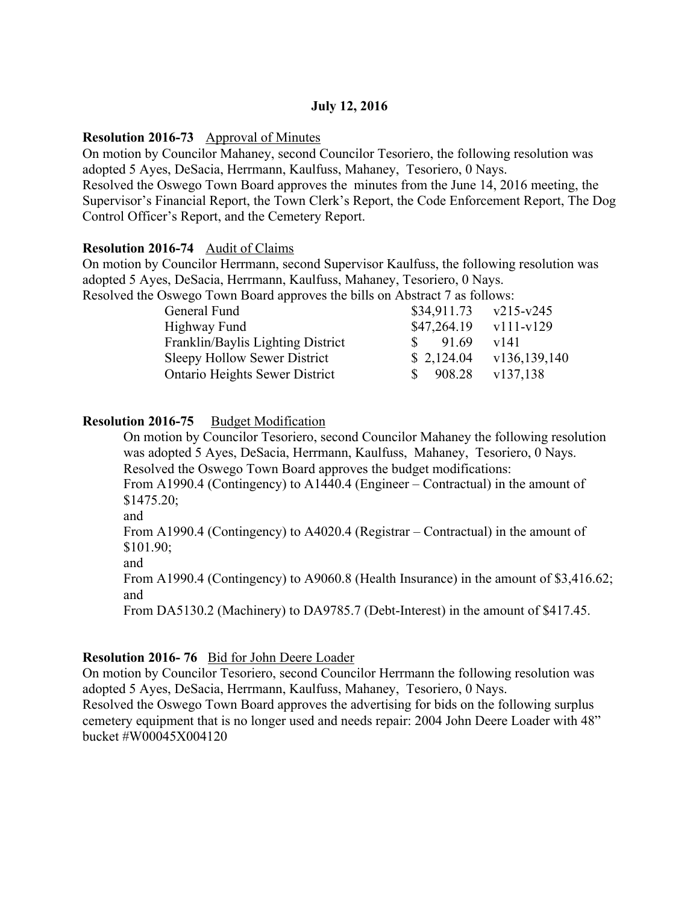**July 12, 2016**

**Resolution 2016-73** Approval of Minutes
On motion by Councilor Mahaney, second Councilor Tesoriero, the following resolution was adopted 5 Ayes, DeSacia, Herrmann, Kaulfuss, Mahaney, Tesoriero, 0 Nays.
Resolved the Oswego Town Board approves the minutes from the June 14, 2016 meeting, the Supervisor's Financial Report, the Town Clerk's Report, the Code Enforcement Report, The Dog Control Officer's Report, and the Cemetery Report.

**Resolution 2016-74** Audit of Claims
On motion by Councilor Herrmann, second Supervisor Kaulfuss, the following resolution was adopted 5 Ayes, DeSacia, Herrmann, Kaulfuss, Mahaney, Tesoriero, 0 Nays.
Resolved the Oswego Town Board approves the bills on Abstract 7 as follows:

| | | |
|---|---|---|
| General Fund | $34,911.73 | v215-v245 |
| Highway Fund | $47,264.19 | v111-v129 |
| Franklin/Baylis Lighting District | $ 91.69 | v141 |
| Sleepy Hollow Sewer District | $ 2,124.04 | v136,139,140 |
| Ontario Heights Sewer District | $ 908.28 | v137,138 |

**Resolution 2016-75** Budget Modification
On motion by Councilor Tesoriero, second Councilor Mahaney the following resolution was adopted 5 Ayes, DeSacia, Herrmann, Kaulfuss, Mahaney, Tesoriero, 0 Nays.
Resolved the Oswego Town Board approves the budget modifications:
From A1990.4 (Contingency) to A1440.4 (Engineer – Contractual) in the amount of $1475.20;
and
From A1990.4 (Contingency) to A4020.4 (Registrar – Contractual) in the amount of $101.90;
and
From A1990.4 (Contingency) to A9060.8 (Health Insurance) in the amount of $3,416.62;
and
From DA5130.2 (Machinery) to DA9785.7 (Debt-Interest) in the amount of $417.45.

**Resolution 2016- 76** Bid for John Deere Loader
On motion by Councilor Tesoriero, second Councilor Herrmann the following resolution was adopted 5 Ayes, DeSacia, Herrmann, Kaulfuss, Mahaney, Tesoriero, 0 Nays.
Resolved the Oswego Town Board approves the advertising for bids on the following surplus cemetery equipment that is no longer used and needs repair: 2004 John Deere Loader with 48" bucket #W00045X004120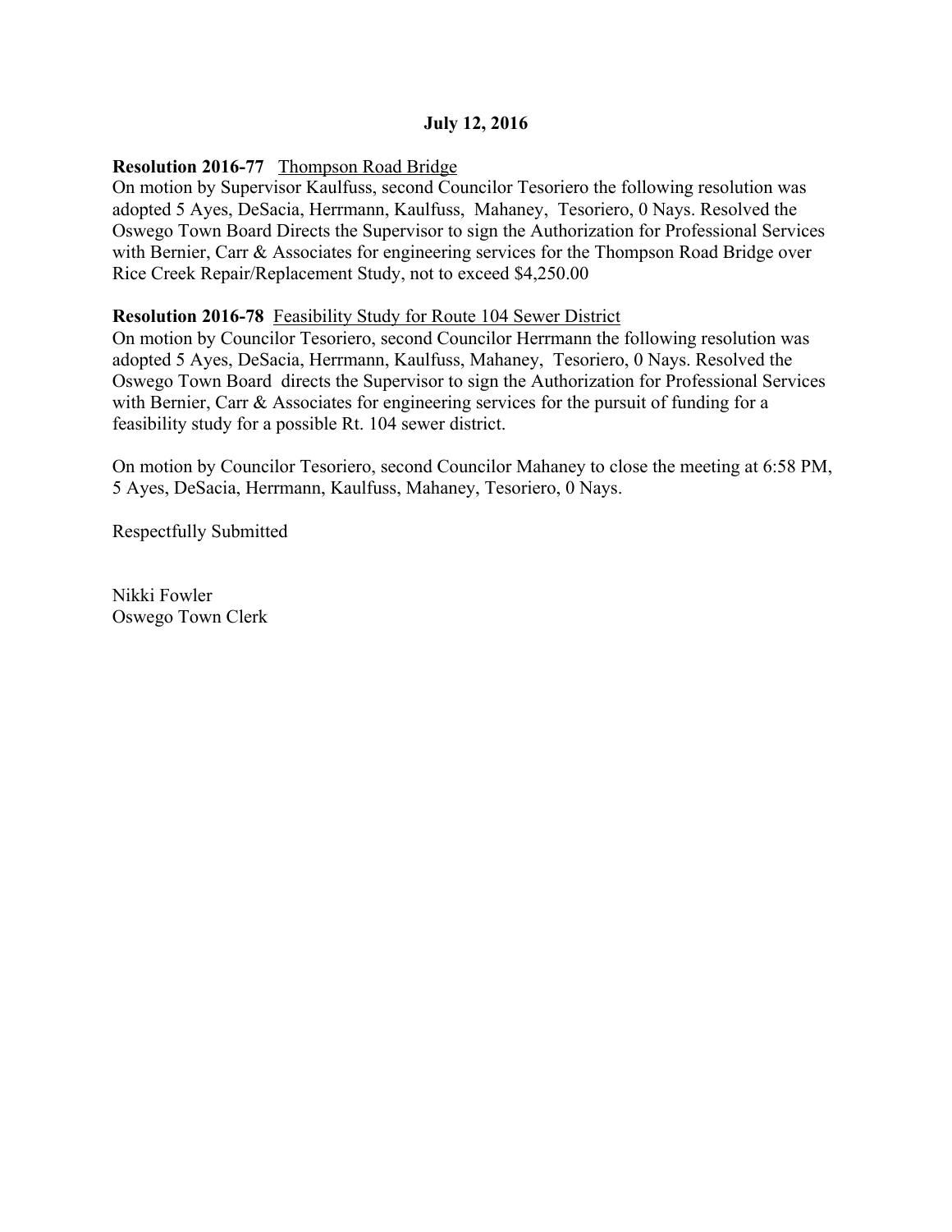**July 12, 2016**

**Resolution 2016-77** Thompson Road Bridge

On motion by Supervisor Kaulfuss, second Councilor Tesoriero the following resolution was adopted 5 Ayes, DeSacia, Herrmann, Kaulfuss, Mahaney, Tesoriero, 0 Nays. Resolved the Oswego Town Board Directs the Supervisor to sign the Authorization for Professional Services with Bernier, Carr & Associates for engineering services for the Thompson Road Bridge over Rice Creek Repair/Replacement Study, not to exceed $4,250.00

**Resolution 2016-78** Feasibility Study for Route 104 Sewer District

On motion by Councilor Tesoriero, second Councilor Herrmann the following resolution was adopted 5 Ayes, DeSacia, Herrmann, Kaulfuss, Mahaney, Tesoriero, 0 Nays. Resolved the Oswego Town Board directs the Supervisor to sign the Authorization for Professional Services with Bernier, Carr & Associates for engineering services for the pursuit of funding for a feasibility study for a possible Rt. 104 sewer district.

On motion by Councilor Tesoriero, second Councilor Mahaney to close the meeting at 6:58 PM, 5 Ayes, DeSacia, Herrmann, Kaulfuss, Mahaney, Tesoriero, 0 Nays.

Respectfully Submitted

Nikki Fowler
Oswego Town Clerk